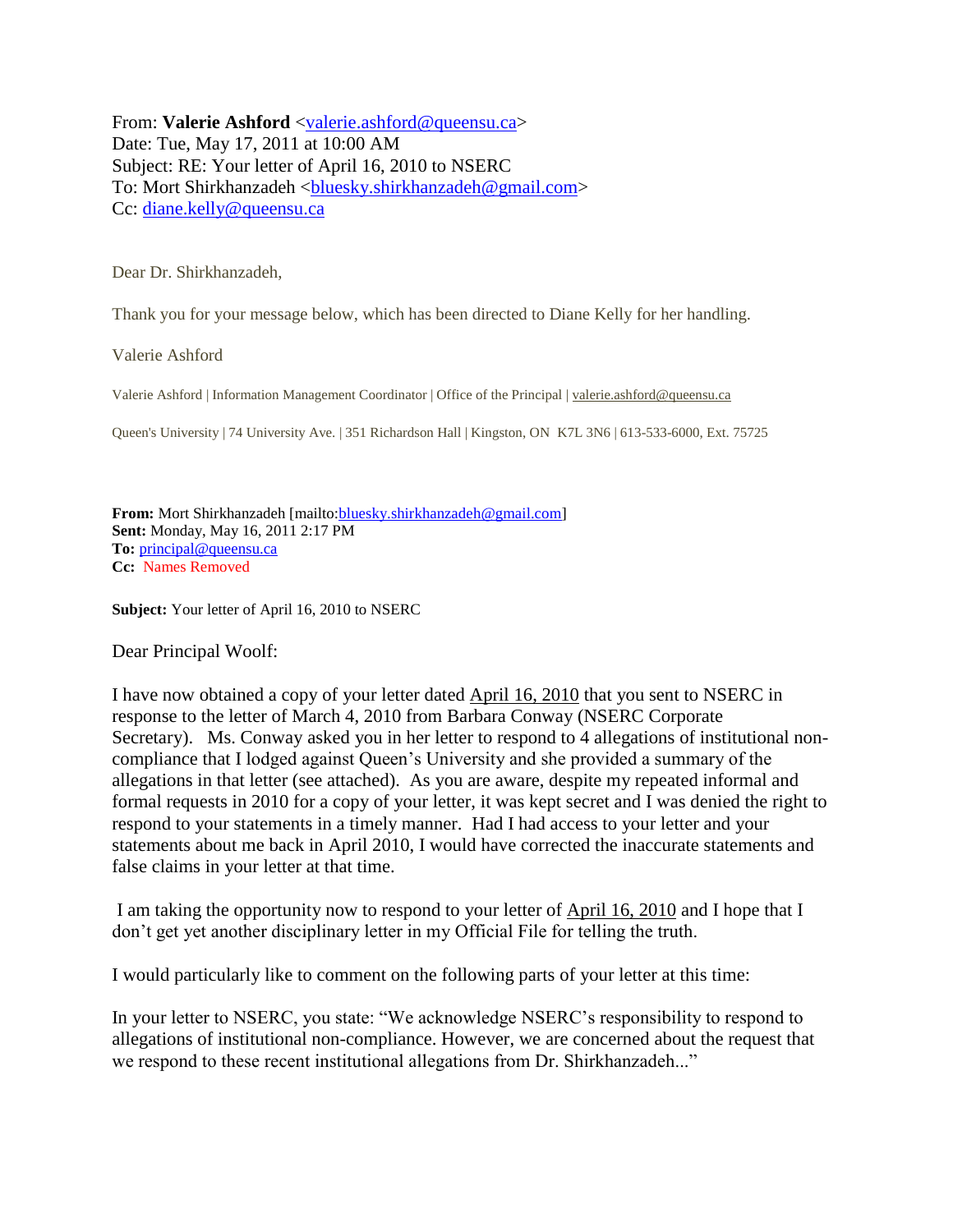From: **Valerie Ashford** <valerie.ashford@queensu.ca>
Date: Tue, May 17, 2011 at 10:00 AM
Subject: RE: Your letter of April 16, 2010 to NSERC
To: Mort Shirkhanzadeh <bluesky.shirkhanzadeh@gmail.com>
Cc: diane.kelly@queensu.ca

Dear Dr. Shirkhanzadeh,

Thank you for your message below, which has been directed to Diane Kelly for her handling.

Valerie Ashford

Valerie Ashford | Information Management Coordinator | Office of the Principal | valerie.ashford@queensu.ca

Queen's University | 74 University Ave. | 351 Richardson Hall | Kingston, ON K7L 3N6 | 613-533-6000, Ext. 75725

**From:** Mort Shirkhanzadeh [mailto:bluesky.shirkhanzadeh@gmail.com]
**Sent:** Monday, May 16, 2011 2:17 PM
**To:** principal@queensu.ca
**Cc:** Names Removed

**Subject:** Your letter of April 16, 2010 to NSERC

Dear Principal Woolf:

I have now obtained a copy of your letter dated April 16, 2010 that you sent to NSERC in response to the letter of March 4, 2010 from Barbara Conway (NSERC Corporate Secretary). Ms. Conway asked you in her letter to respond to 4 allegations of institutional non-compliance that I lodged against Queen's University and she provided a summary of the allegations in that letter (see attached). As you are aware, despite my repeated informal and formal requests in 2010 for a copy of your letter, it was kept secret and I was denied the right to respond to your statements in a timely manner. Had I had access to your letter and your statements about me back in April 2010, I would have corrected the inaccurate statements and false claims in your letter at that time.

I am taking the opportunity now to respond to your letter of April 16, 2010 and I hope that I don't get yet another disciplinary letter in my Official File for telling the truth.

I would particularly like to comment on the following parts of your letter at this time:

In your letter to NSERC, you state: "We acknowledge NSERC's responsibility to respond to allegations of institutional non-compliance. However, we are concerned about the request that we respond to these recent institutional allegations from Dr. Shirkhanzadeh..."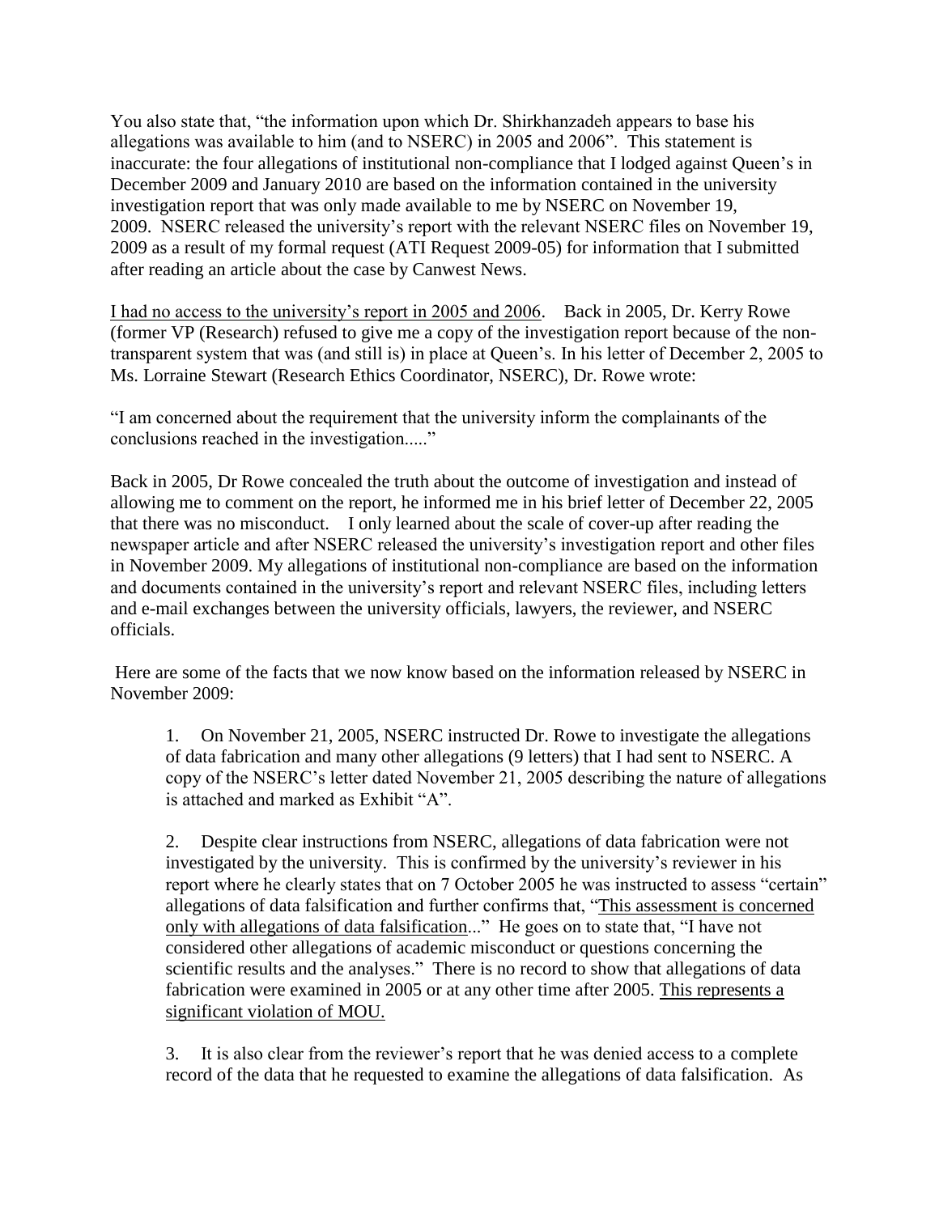You also state that, "the information upon which Dr. Shirkhanzadeh appears to base his allegations was available to him (and to NSERC) in 2005 and 2006". This statement is inaccurate: the four allegations of institutional non-compliance that I lodged against Queen's in December 2009 and January 2010 are based on the information contained in the university investigation report that was only made available to me by NSERC on November 19, 2009. NSERC released the university's report with the relevant NSERC files on November 19, 2009 as a result of my formal request (ATI Request 2009-05) for information that I submitted after reading an article about the case by Canwest News.

<u>I had no access to the university's report in 2005 and 2006</u>. Back in 2005, Dr. Kerry Rowe (former VP (Research) refused to give me a copy of the investigation report because of the non-transparent system that was (and still is) in place at Queen's. In his letter of December 2, 2005 to Ms. Lorraine Stewart (Research Ethics Coordinator, NSERC), Dr. Rowe wrote:

"I am concerned about the requirement that the university inform the complainants of the conclusions reached in the investigation....."

Back in 2005, Dr Rowe concealed the truth about the outcome of investigation and instead of allowing me to comment on the report, he informed me in his brief letter of December 22, 2005 that there was no misconduct. I only learned about the scale of cover-up after reading the newspaper article and after NSERC released the university's investigation report and other files in November 2009. My allegations of institutional non-compliance are based on the information and documents contained in the university's report and relevant NSERC files, including letters and e-mail exchanges between the university officials, lawyers, the reviewer, and NSERC officials.

Here are some of the facts that we now know based on the information released by NSERC in November 2009:

1. On November 21, 2005, NSERC instructed Dr. Rowe to investigate the allegations of data fabrication and many other allegations (9 letters) that I had sent to NSERC. A copy of the NSERC's letter dated November 21, 2005 describing the nature of allegations is attached and marked as Exhibit "A".

2. Despite clear instructions from NSERC, allegations of data fabrication were not investigated by the university. This is confirmed by the university's reviewer in his report where he clearly states that on 7 October 2005 he was instructed to assess "certain" allegations of data falsification and further confirms that, "<u>This assessment is concerned only with allegations of data falsification</u>..." He goes on to state that, "I have not considered other allegations of academic misconduct or questions concerning the scientific results and the analyses." There is no record to show that allegations of data fabrication were examined in 2005 or at any other time after 2005. <u>This represents a significant violation of MOU.</u>

3. It is also clear from the reviewer's report that he was denied access to a complete record of the data that he requested to examine the allegations of data falsification. As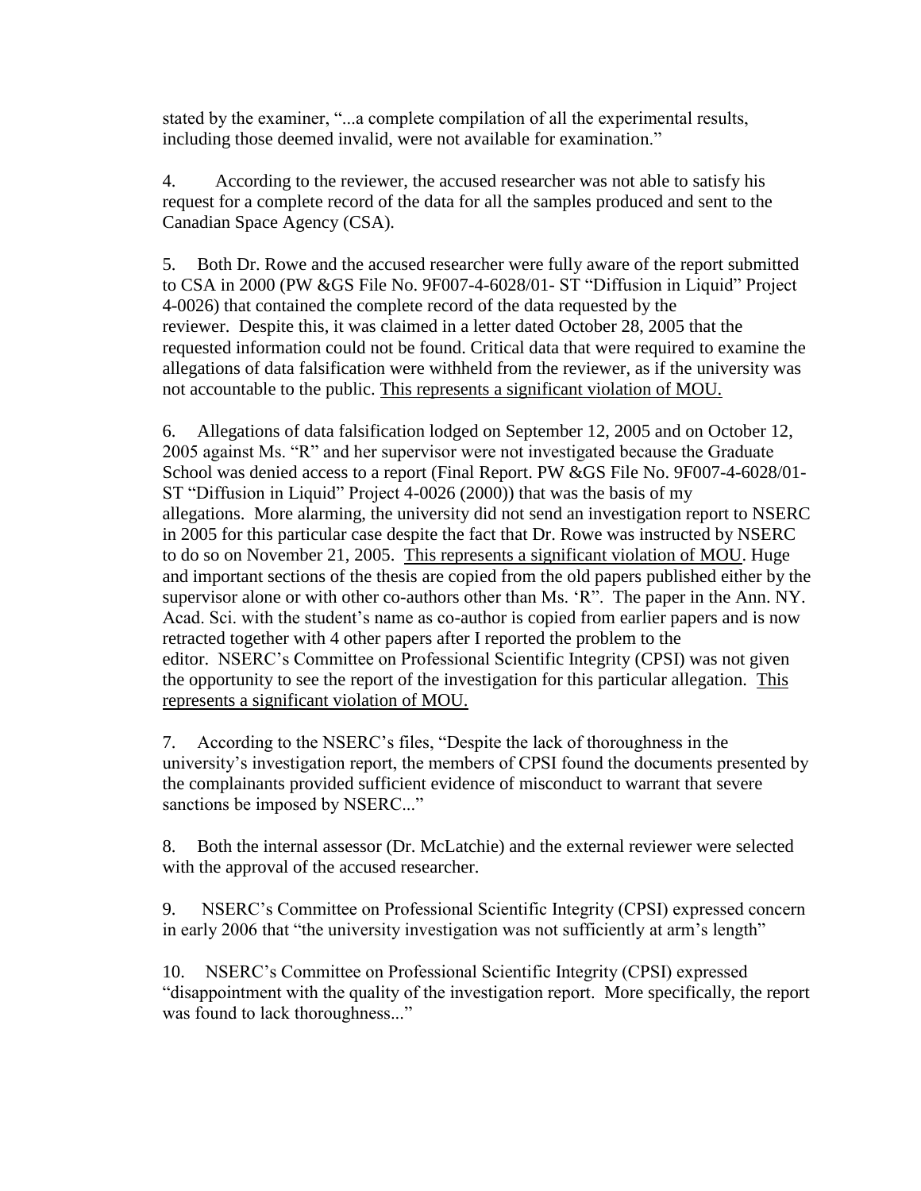stated by the examiner, "...a complete compilation of all the experimental results, including those deemed invalid, were not available for examination."

4. According to the reviewer, the accused researcher was not able to satisfy his request for a complete record of the data for all the samples produced and sent to the Canadian Space Agency (CSA).

5. Both Dr. Rowe and the accused researcher were fully aware of the report submitted to CSA in 2000 (PW &GS File No. 9F007-4-6028/01- ST "Diffusion in Liquid" Project 4-0026) that contained the complete record of the data requested by the reviewer. Despite this, it was claimed in a letter dated October 28, 2005 that the requested information could not be found. Critical data that were required to examine the allegations of data falsification were withheld from the reviewer, as if the university was not accountable to the public. <u>This represents a significant violation of MOU.</u>

6. Allegations of data falsification lodged on September 12, 2005 and on October 12, 2005 against Ms. "R" and her supervisor were not investigated because the Graduate School was denied access to a report (Final Report. PW &GS File No. 9F007-4-6028/01- ST "Diffusion in Liquid" Project 4-0026 (2000)) that was the basis of my allegations. More alarming, the university did not send an investigation report to NSERC in 2005 for this particular case despite the fact that Dr. Rowe was instructed by NSERC to do so on November 21, 2005. <u>This represents a significant violation of MOU</u>. Huge and important sections of the thesis are copied from the old papers published either by the supervisor alone or with other co-authors other than Ms. 'R". The paper in the Ann. NY. Acad. Sci. with the student's name as co-author is copied from earlier papers and is now retracted together with 4 other papers after I reported the problem to the editor. NSERC's Committee on Professional Scientific Integrity (CPSI) was not given the opportunity to see the report of the investigation for this particular allegation. <u>This represents a significant violation of MOU.</u>

7. According to the NSERC's files, "Despite the lack of thoroughness in the university's investigation report, the members of CPSI found the documents presented by the complainants provided sufficient evidence of misconduct to warrant that severe sanctions be imposed by NSERC..."

8. Both the internal assessor (Dr. McLatchie) and the external reviewer were selected with the approval of the accused researcher.

9. NSERC's Committee on Professional Scientific Integrity (CPSI) expressed concern in early 2006 that "the university investigation was not sufficiently at arm's length"

10. NSERC's Committee on Professional Scientific Integrity (CPSI) expressed "disappointment with the quality of the investigation report. More specifically, the report was found to lack thoroughness..."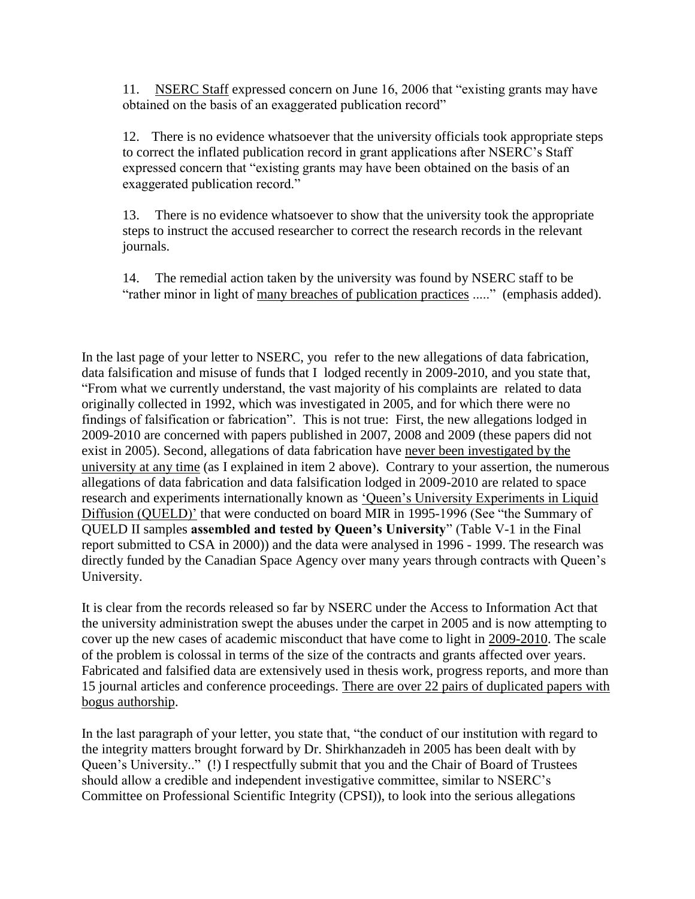11. <u>NSERC Staff</u> expressed concern on June 16, 2006 that "existing grants may have obtained on the basis of an exaggerated publication record"

12. There is no evidence whatsoever that the university officials took appropriate steps to correct the inflated publication record in grant applications after NSERC's Staff expressed concern that "existing grants may have been obtained on the basis of an exaggerated publication record."

13. There is no evidence whatsoever to show that the university took the appropriate steps to instruct the accused researcher to correct the research records in the relevant journals.

14. The remedial action taken by the university was found by NSERC staff to be "rather minor in light of <u>many breaches of publication practices</u> ....." (emphasis added).

In the last page of your letter to NSERC, you refer to the new allegations of data fabrication, data falsification and misuse of funds that I lodged recently in 2009-2010, and you state that, "From what we currently understand, the vast majority of his complaints are related to data originally collected in 1992, which was investigated in 2005, and for which there were no findings of falsification or fabrication". This is not true: First, the new allegations lodged in 2009-2010 are concerned with papers published in 2007, 2008 and 2009 (these papers did not exist in 2005). Second, allegations of data fabrication have <u>never been investigated by the university at any time</u> (as I explained in item 2 above). Contrary to your assertion, the numerous allegations of data fabrication and data falsification lodged in 2009-2010 are related to space research and experiments internationally known as <u>'Queen's University Experiments in Liquid Diffusion (QUELD)'</u> that were conducted on board MIR in 1995-1996 (See "the Summary of QUELD II samples **assembled and tested by Queen's University**" (Table V-1 in the Final report submitted to CSA in 2000)) and the data were analysed in 1996 - 1999. The research was directly funded by the Canadian Space Agency over many years through contracts with Queen's University.

It is clear from the records released so far by NSERC under the Access to Information Act that the university administration swept the abuses under the carpet in 2005 and is now attempting to cover up the new cases of academic misconduct that have come to light in <u>2009-2010</u>. The scale of the problem is colossal in terms of the size of the contracts and grants affected over years. Fabricated and falsified data are extensively used in thesis work, progress reports, and more than 15 journal articles and conference proceedings. <u>There are over 22 pairs of duplicated papers with bogus authorship</u>.

In the last paragraph of your letter, you state that, "the conduct of our institution with regard to the integrity matters brought forward by Dr. Shirkhanzadeh in 2005 has been dealt with by Queen's University.." (!) I respectfully submit that you and the Chair of Board of Trustees should allow a credible and independent investigative committee, similar to NSERC's Committee on Professional Scientific Integrity (CPSI)), to look into the serious allegations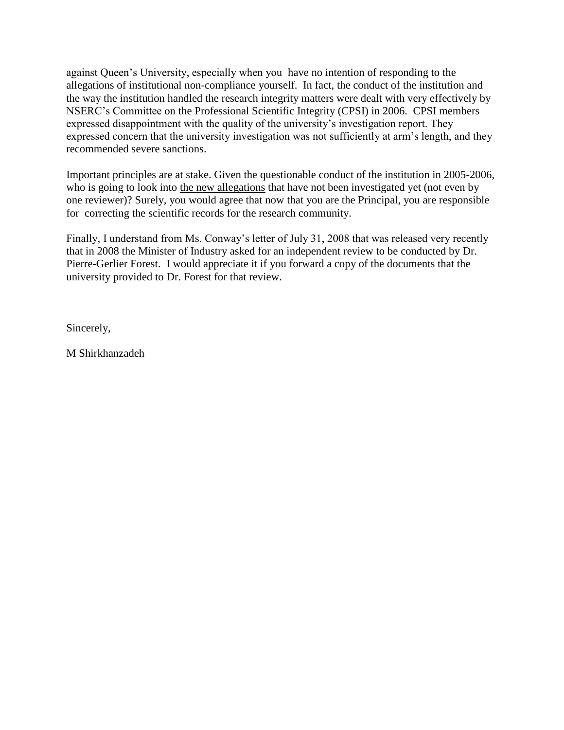against Queen's University, especially when you have no intention of responding to the allegations of institutional non-compliance yourself. In fact, the conduct of the institution and the way the institution handled the research integrity matters were dealt with very effectively by NSERC's Committee on the Professional Scientific Integrity (CPSI) in 2006. CPSI members expressed disappointment with the quality of the university's investigation report. They expressed concern that the university investigation was not sufficiently at arm's length, and they recommended severe sanctions.

Important principles are at stake. Given the questionable conduct of the institution in 2005-2006, who is going to look into the new allegations that have not been investigated yet (not even by one reviewer)? Surely, you would agree that now that you are the Principal, you are responsible for correcting the scientific records for the research community.

Finally, I understand from Ms. Conway's letter of July 31, 2008 that was released very recently that in 2008 the Minister of Industry asked for an independent review to be conducted by Dr. Pierre-Gerlier Forest. I would appreciate it if you forward a copy of the documents that the university provided to Dr. Forest for that review.

Sincerely,

M Shirkhanzadeh